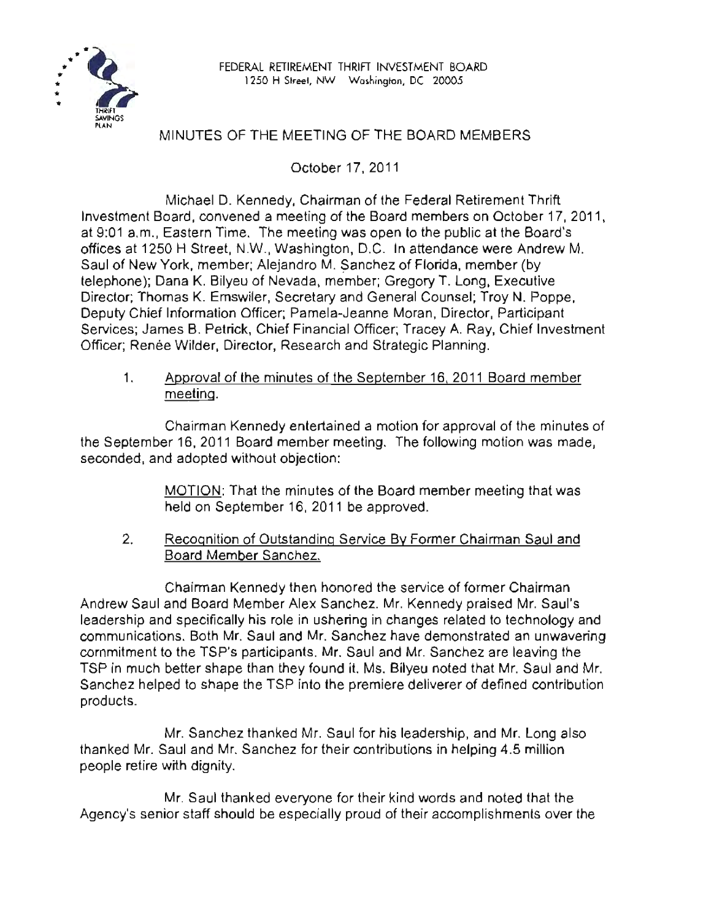FEDERAL RETIREMENT THRIFT INVESTMENT BOARD
1250 H Street, NW Washington, DC 20005

# MINUTES OF THE MEETING OF THE BOARD MEMBERS

October 17, 2011

Michael D. Kennedy, Chairman of the Federal Retirement Thrift Investment Board, convened a meeting of the Board members on October 17, 2011, at 9:01 a.m., Eastern Time. The meeting was open to the public at the Board's offices at 1250 H Street, N.W., Washington, D.C. In attendance were Andrew M. Saul of New York, member; Alejandro M. Sanchez of Florida, member (by telephone); Dana K. Bilyeu of Nevada, member; Gregory T. Long, Executive Director; Thomas K. Emswiler, Secretary and General Counsel; Troy N. Poppe, Deputy Chief Information Officer; Pamela-Jeanne Moran, Director, Participant Services; James B. Petrick, Chief Financial Officer; Tracey A. Ray, Chief Investment Officer; Renée Wilder, Director, Research and Strategic Planning.

1. Approval of the minutes of the September 16, 2011 Board member meeting.

Chairman Kennedy entertained a motion for approval of the minutes of the September 16, 2011 Board member meeting. The following motion was made, seconded, and adopted without objection:

> MOTION: That the minutes of the Board member meeting that was held on September 16, 2011 be approved.

2. Recognition of Outstanding Service By Former Chairman Saul and Board Member Sanchez.

Chairman Kennedy then honored the service of former Chairman Andrew Saul and Board Member Alex Sanchez. Mr. Kennedy praised Mr. Saul's leadership and specifically his role in ushering in changes related to technology and communications. Both Mr. Saul and Mr. Sanchez have demonstrated an unwavering commitment to the TSP's participants. Mr. Saul and Mr. Sanchez are leaving the TSP in much better shape than they found it. Ms. Bilyeu noted that Mr. Saul and Mr. Sanchez helped to shape the TSP into the premiere deliverer of defined contribution products.

Mr. Sanchez thanked Mr. Saul for his leadership, and Mr. Long also thanked Mr. Saul and Mr. Sanchez for their contributions in helping 4.5 million people retire with dignity.

Mr. Saul thanked everyone for their kind words and noted that the Agency's senior staff should be especially proud of their accomplishments over the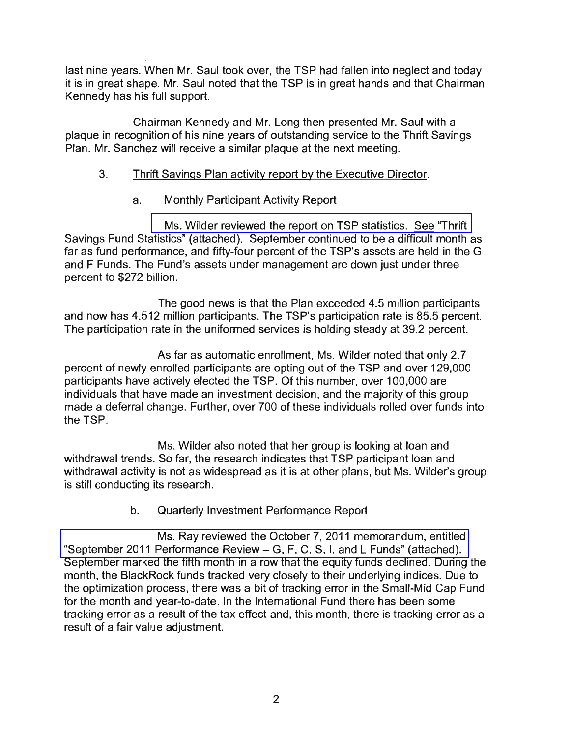last nine years. When Mr. Saul took over, the TSP had fallen into neglect and today it is in great shape. Mr. Saul noted that the TSP is in great hands and that Chairman Kennedy has his full support.

Chairman Kennedy and Mr. Long then presented Mr. Saul with a plaque in recognition of his nine years of outstanding service to the Thrift Savings Plan. Mr. Sanchez will receive a similar plaque at the next meeting.

3. Thrift Savings Plan activity report by the Executive Director.

a. Monthly Participant Activity Report

Ms. Wilder reviewed the report on TSP statistics. See "Thrift Savings Fund Statistics" (attached). September continued to be a difficult month as far as fund performance, and fifty-four percent of the TSP's assets are held in the G and F Funds. The Fund's assets under management are down just under three percent to $272 billion.

The good news is that the Plan exceeded 4.5 million participants and now has 4.512 million participants. The TSP's participation rate is 85.5 percent. The participation rate in the uniformed services is holding steady at 39.2 percent.

As far as automatic enrollment, Ms. Wilder noted that only 2.7 percent of newly enrolled participants are opting out of the TSP and over 129,000 participants have actively elected the TSP. Of this number, over 100,000 are individuals that have made an investment decision, and the majority of this group made a deferral change. Further, over 700 of these individuals rolled over funds into the TSP.

Ms. Wilder also noted that her group is looking at loan and withdrawal trends. So far, the research indicates that TSP participant loan and withdrawal activity is not as widespread as it is at other plans, but Ms. Wilder's group is still conducting its research.

b. Quarterly Investment Performance Report

Ms. Ray reviewed the October 7, 2011 memorandum, entitled "September 2011 Performance Review – G, F, C, S, I, and L Funds" (attached). September marked the fifth month in a row that the equity funds declined. During the month, the BlackRock funds tracked very closely to their underlying indices. Due to the optimization process, there was a bit of tracking error in the Small-Mid Cap Fund for the month and year-to-date. In the International Fund there has been some tracking error as a result of the tax effect and, this month, there is tracking error as a result of a fair value adjustment.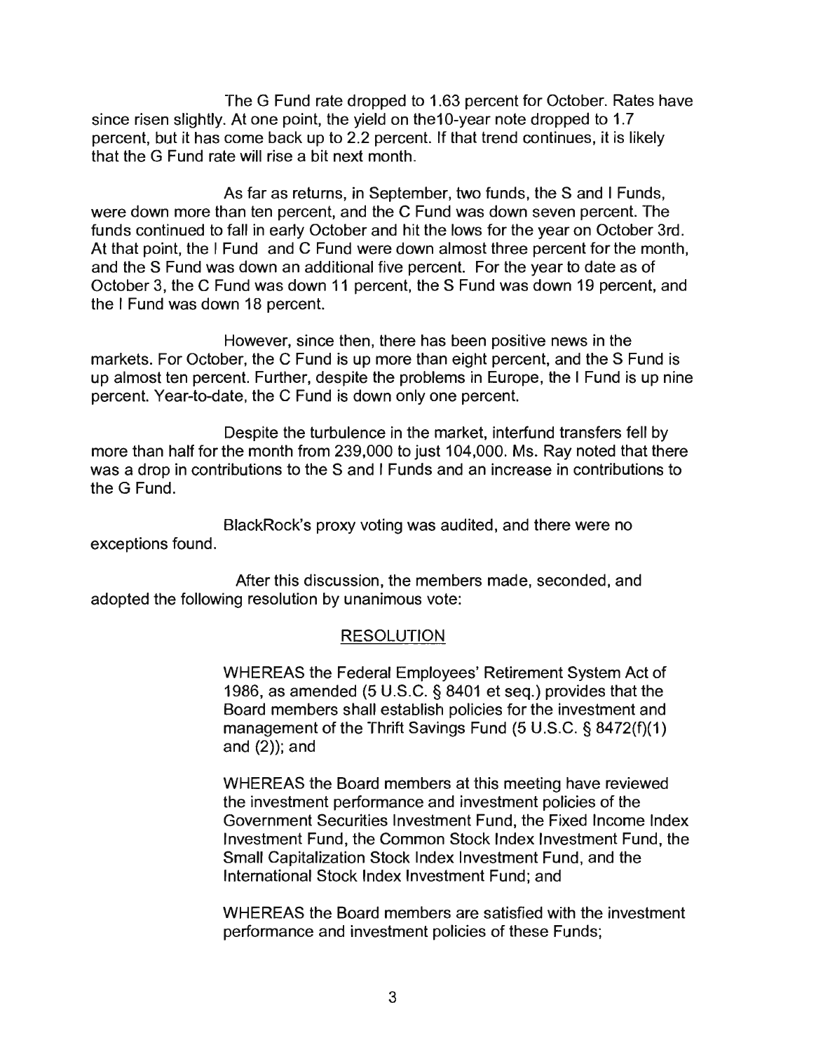The G Fund rate dropped to 1.63 percent for October. Rates have since risen slightly. At one point, the yield on the10-year note dropped to 1.7 percent, but it has come back up to 2.2 percent. If that trend continues, it is likely that the G Fund rate will rise a bit next month.

As far as returns, in September, two funds, the S and I Funds, were down more than ten percent, and the C Fund was down seven percent. The funds continued to fall in early October and hit the lows for the year on October 3rd. At that point, the I Fund and C Fund were down almost three percent for the month, and the S Fund was down an additional five percent. For the year to date as of October 3, the C Fund was down 11 percent, the S Fund was down 19 percent, and the I Fund was down 18 percent.

However, since then, there has been positive news in the markets. For October, the C Fund is up more than eight percent, and the S Fund is up almost ten percent. Further, despite the problems in Europe, the I Fund is up nine percent. Year-to-date, the C Fund is down only one percent.

Despite the turbulence in the market, interfund transfers fell by more than half for the month from 239,000 to just 104,000. Ms. Ray noted that there was a drop in contributions to the S and I Funds and an increase in contributions to the G Fund.

BlackRock's proxy voting was audited, and there were no exceptions found.

After this discussion, the members made, seconded, and adopted the following resolution by unanimous vote:

## RESOLUTION

WHEREAS the Federal Employees' Retirement System Act of 1986, as amended (5 U.S.C. § 8401 et seq.) provides that the Board members shall establish policies for the investment and management of the Thrift Savings Fund (5 U.S.C. § 8472(f)(1) and (2)); and

WHEREAS the Board members at this meeting have reviewed the investment performance and investment policies of the Government Securities Investment Fund, the Fixed Income Index Investment Fund, the Common Stock Index Investment Fund, the Small Capitalization Stock Index Investment Fund, and the International Stock Index Investment Fund; and

WHEREAS the Board members are satisfied with the investment performance and investment policies of these Funds;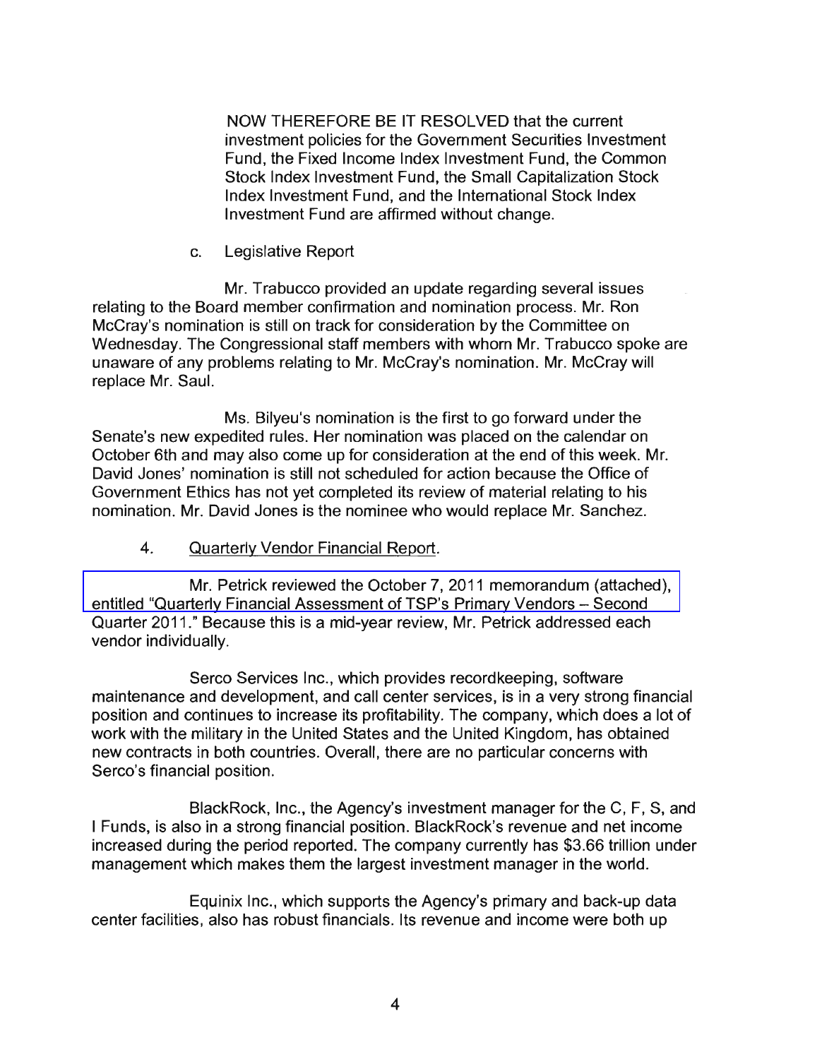NOW THEREFORE BE IT RESOLVED that the current investment policies for the Government Securities Investment Fund, the Fixed Income Index Investment Fund, the Common Stock Index Investment Fund, the Small Capitalization Stock Index Investment Fund, and the International Stock Index Investment Fund are affirmed without change.

c. Legislative Report

Mr. Trabucco provided an update regarding several issues relating to the Board member confirmation and nomination process. Mr. Ron McCray's nomination is still on track for consideration by the Committee on Wednesday. The Congressional staff members with whom Mr. Trabucco spoke are unaware of any problems relating to Mr. McCray's nomination. Mr. McCray will replace Mr. Saul.

Ms. Bilyeu's nomination is the first to go forward under the Senate's new expedited rules. Her nomination was placed on the calendar on October 6th and may also come up for consideration at the end of this week. Mr. David Jones' nomination is still not scheduled for action because the Office of Government Ethics has not yet completed its review of material relating to his nomination. Mr. David Jones is the nominee who would replace Mr. Sanchez.

4. <u>Quarterly Vendor Financial Report</u>.

Mr. Petrick reviewed the October 7, 2011 memorandum (attached), entitled "Quarterly Financial Assessment of TSP's Primary Vendors – Second Quarter 2011." Because this is a mid-year review, Mr. Petrick addressed each vendor individually.

Serco Services Inc., which provides recordkeeping, software maintenance and development, and call center services, is in a very strong financial position and continues to increase its profitability. The company, which does a lot of work with the military in the United States and the United Kingdom, has obtained new contracts in both countries. Overall, there are no particular concerns with Serco's financial position.

BlackRock, Inc., the Agency's investment manager for the C, F, S, and I Funds, is also in a strong financial position. BlackRock's revenue and net income increased during the period reported. The company currently has $3.66 trillion under management which makes them the largest investment manager in the world.

Equinix Inc., which supports the Agency's primary and back-up data center facilities, also has robust financials. Its revenue and income were both up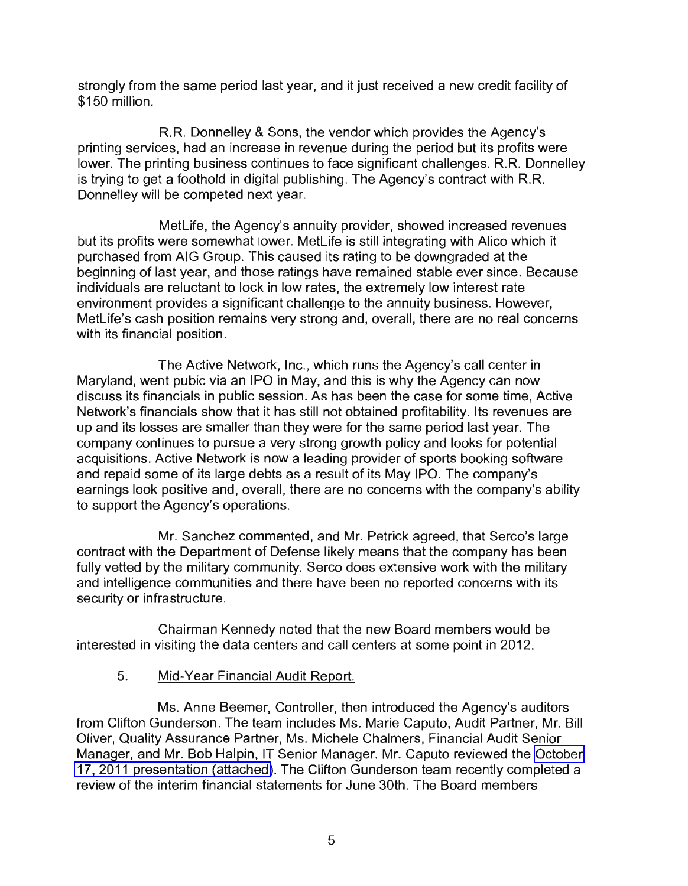strongly from the same period last year, and it just received a new credit facility of $150 million.

R.R. Donnelley & Sons, the vendor which provides the Agency's printing services, had an increase in revenue during the period but its profits were lower. The printing business continues to face significant challenges. R.R. Donnelley is trying to get a foothold in digital publishing. The Agency's contract with R.R. Donnelley will be competed next year.

MetLife, the Agency's annuity provider, showed increased revenues but its profits were somewhat lower. MetLife is still integrating with Alico which it purchased from AIG Group. This caused its rating to be downgraded at the beginning of last year, and those ratings have remained stable ever since. Because individuals are reluctant to lock in low rates, the extremely low interest rate environment provides a significant challenge to the annuity business. However, MetLife's cash position remains very strong and, overall, there are no real concerns with its financial position.

The Active Network, Inc., which runs the Agency's call center in Maryland, went pubic via an IPO in May, and this is why the Agency can now discuss its financials in public session. As has been the case for some time, Active Network's financials show that it has still not obtained profitability. Its revenues are up and its losses are smaller than they were for the same period last year. The company continues to pursue a very strong growth policy and looks for potential acquisitions. Active Network is now a leading provider of sports booking software and repaid some of its large debts as a result of its May IPO. The company's earnings look positive and, overall, there are no concerns with the company's ability to support the Agency's operations.

Mr. Sanchez commented, and Mr. Petrick agreed, that Serco's large contract with the Department of Defense likely means that the company has been fully vetted by the military community. Serco does extensive work with the military and intelligence communities and there have been no reported concerns with its security or infrastructure.

Chairman Kennedy noted that the new Board members would be interested in visiting the data centers and call centers at some point in 2012.

5. Mid-Year Financial Audit Report.

Ms. Anne Beemer, Controller, then introduced the Agency's auditors from Clifton Gunderson. The team includes Ms. Marie Caputo, Audit Partner, Mr. Bill Oliver, Quality Assurance Partner, Ms. Michele Chalmers, Financial Audit Senior Manager, and Mr. Bob Halpin, IT Senior Manager. Mr. Caputo reviewed the October 17, 2011 presentation (attached). The Clifton Gunderson team recently completed a review of the interim financial statements for June 30th. The Board members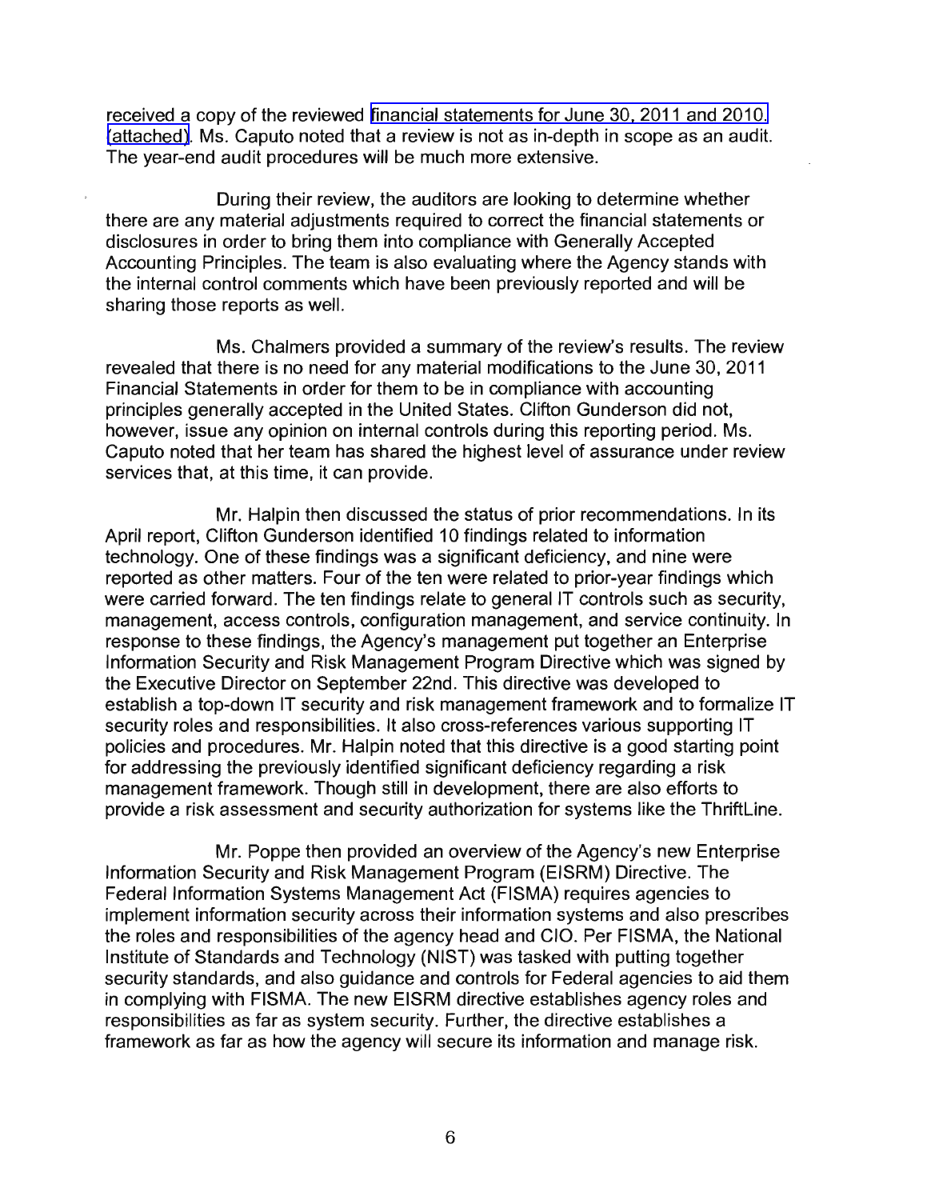received a copy of the reviewed financial statements for June 30, 2011 and 2010 (attached). Ms. Caputo noted that a review is not as in-depth in scope as an audit. The year-end audit procedures will be much more extensive.

During their review, the auditors are looking to determine whether there are any material adjustments required to correct the financial statements or disclosures in order to bring them into compliance with Generally Accepted Accounting Principles. The team is also evaluating where the Agency stands with the internal control comments which have been previously reported and will be sharing those reports as well.

Ms. Chalmers provided a summary of the review's results. The review revealed that there is no need for any material modifications to the June 30, 2011 Financial Statements in order for them to be in compliance with accounting principles generally accepted in the United States. Clifton Gunderson did not, however, issue any opinion on internal controls during this reporting period. Ms. Caputo noted that her team has shared the highest level of assurance under review services that, at this time, it can provide.

Mr. Halpin then discussed the status of prior recommendations. In its April report, Clifton Gunderson identified 10 findings related to information technology. One of these findings was a significant deficiency, and nine were reported as other matters. Four of the ten were related to prior-year findings which were carried forward. The ten findings relate to general IT controls such as security, management, access controls, configuration management, and service continuity. In response to these findings, the Agency's management put together an Enterprise Information Security and Risk Management Program Directive which was signed by the Executive Director on September 22nd. This directive was developed to establish a top-down IT security and risk management framework and to formalize IT security roles and responsibilities. It also cross-references various supporting IT policies and procedures. Mr. Halpin noted that this directive is a good starting point for addressing the previously identified significant deficiency regarding a risk management framework. Though still in development, there are also efforts to provide a risk assessment and security authorization for systems like the ThriftLine.

Mr. Poppe then provided an overview of the Agency's new Enterprise Information Security and Risk Management Program (EISRM) Directive. The Federal Information Systems Management Act (FISMA) requires agencies to implement information security across their information systems and also prescribes the roles and responsibilities of the agency head and CIO. Per FISMA, the National Institute of Standards and Technology (NIST) was tasked with putting together security standards, and also guidance and controls for Federal agencies to aid them in complying with FISMA. The new EISRM directive establishes agency roles and responsibilities as far as system security. Further, the directive establishes a framework as far as how the agency will secure its information and manage risk.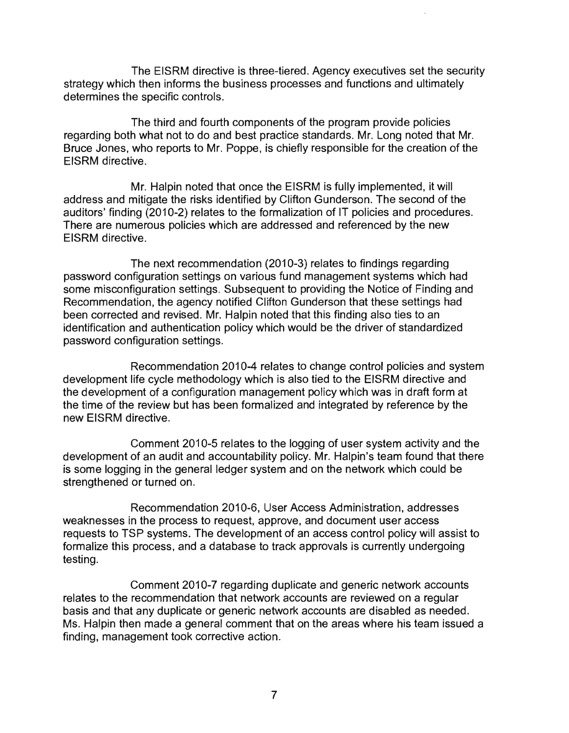The EISRM directive is three-tiered. Agency executives set the security strategy which then informs the business processes and functions and ultimately determines the specific controls.

The third and fourth components of the program provide policies regarding both what not to do and best practice standards. Mr. Long noted that Mr. Bruce Jones, who reports to Mr. Poppe, is chiefly responsible for the creation of the EISRM directive.

Mr. Halpin noted that once the EISRM is fully implemented, it will address and mitigate the risks identified by Clifton Gunderson. The second of the auditors' finding (2010-2) relates to the formalization of IT policies and procedures. There are numerous policies which are addressed and referenced by the new EISRM directive.

The next recommendation (2010-3) relates to findings regarding password configuration settings on various fund management systems which had some misconfiguration settings. Subsequent to providing the Notice of Finding and Recommendation, the agency notified Clifton Gunderson that these settings had been corrected and revised. Mr. Halpin noted that this finding also ties to an identification and authentication policy which would be the driver of standardized password configuration settings.

Recommendation 2010-4 relates to change control policies and system development life cycle methodology which is also tied to the EISRM directive and the development of a configuration management policy which was in draft form at the time of the review but has been formalized and integrated by reference by the new EISRM directive.

Comment 2010-5 relates to the logging of user system activity and the development of an audit and accountability policy. Mr. Halpin's team found that there is some logging in the general ledger system and on the network which could be strengthened or turned on.

Recommendation 2010-6, User Access Administration, addresses weaknesses in the process to request, approve, and document user access requests to TSP systems. The development of an access control policy will assist to formalize this process, and a database to track approvals is currently undergoing testing.

Comment 2010-7 regarding duplicate and generic network accounts relates to the recommendation that network accounts are reviewed on a regular basis and that any duplicate or generic network accounts are disabled as needed. Ms. Halpin then made a general comment that on the areas where his team issued a finding, management took corrective action.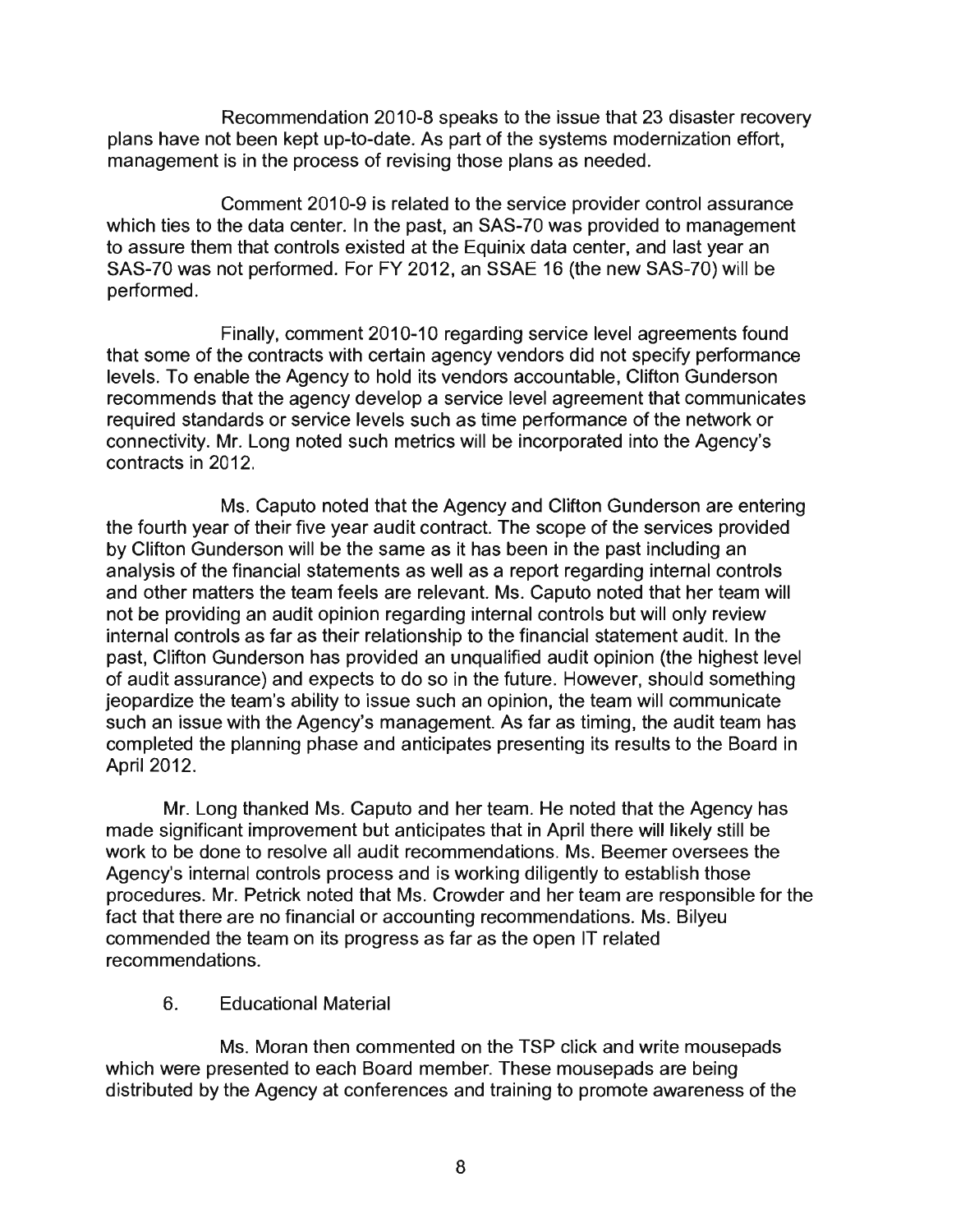Recommendation 2010-8 speaks to the issue that 23 disaster recovery plans have not been kept up-to-date. As part of the systems modernization effort, management is in the process of revising those plans as needed.

Comment 2010-9 is related to the service provider control assurance which ties to the data center. In the past, an SAS-70 was provided to management to assure them that controls existed at the Equinix data center, and last year an SAS-70 was not performed. For FY 2012, an SSAE 16 (the new SAS-70) will be performed.

Finally, comment 2010-10 regarding service level agreements found that some of the contracts with certain agency vendors did not specify performance levels. To enable the Agency to hold its vendors accountable, Clifton Gunderson recommends that the agency develop a service level agreement that communicates required standards or service levels such as time performance of the network or connectivity. Mr. Long noted such metrics will be incorporated into the Agency's contracts in 2012.

Ms. Caputo noted that the Agency and Clifton Gunderson are entering the fourth year of their five year audit contract. The scope of the services provided by Clifton Gunderson will be the same as it has been in the past including an analysis of the financial statements as well as a report regarding internal controls and other matters the team feels are relevant. Ms. Caputo noted that her team will not be providing an audit opinion regarding internal controls but will only review internal controls as far as their relationship to the financial statement audit. In the past, Clifton Gunderson has provided an unqualified audit opinion (the highest level of audit assurance) and expects to do so in the future. However, should something jeopardize the team's ability to issue such an opinion, the team will communicate such an issue with the Agency's management. As far as timing, the audit team has completed the planning phase and anticipates presenting its results to the Board in April 2012.

Mr. Long thanked Ms. Caputo and her team. He noted that the Agency has made significant improvement but anticipates that in April there will likely still be work to be done to resolve all audit recommendations. Ms. Beemer oversees the Agency's internal controls process and is working diligently to establish those procedures. Mr. Petrick noted that Ms. Crowder and her team are responsible for the fact that there are no financial or accounting recommendations. Ms. Bilyeu commended the team on its progress as far as the open IT related recommendations.

6. Educational Material

Ms. Moran then commented on the TSP click and write mousepads which were presented to each Board member. These mousepads are being distributed by the Agency at conferences and training to promote awareness of the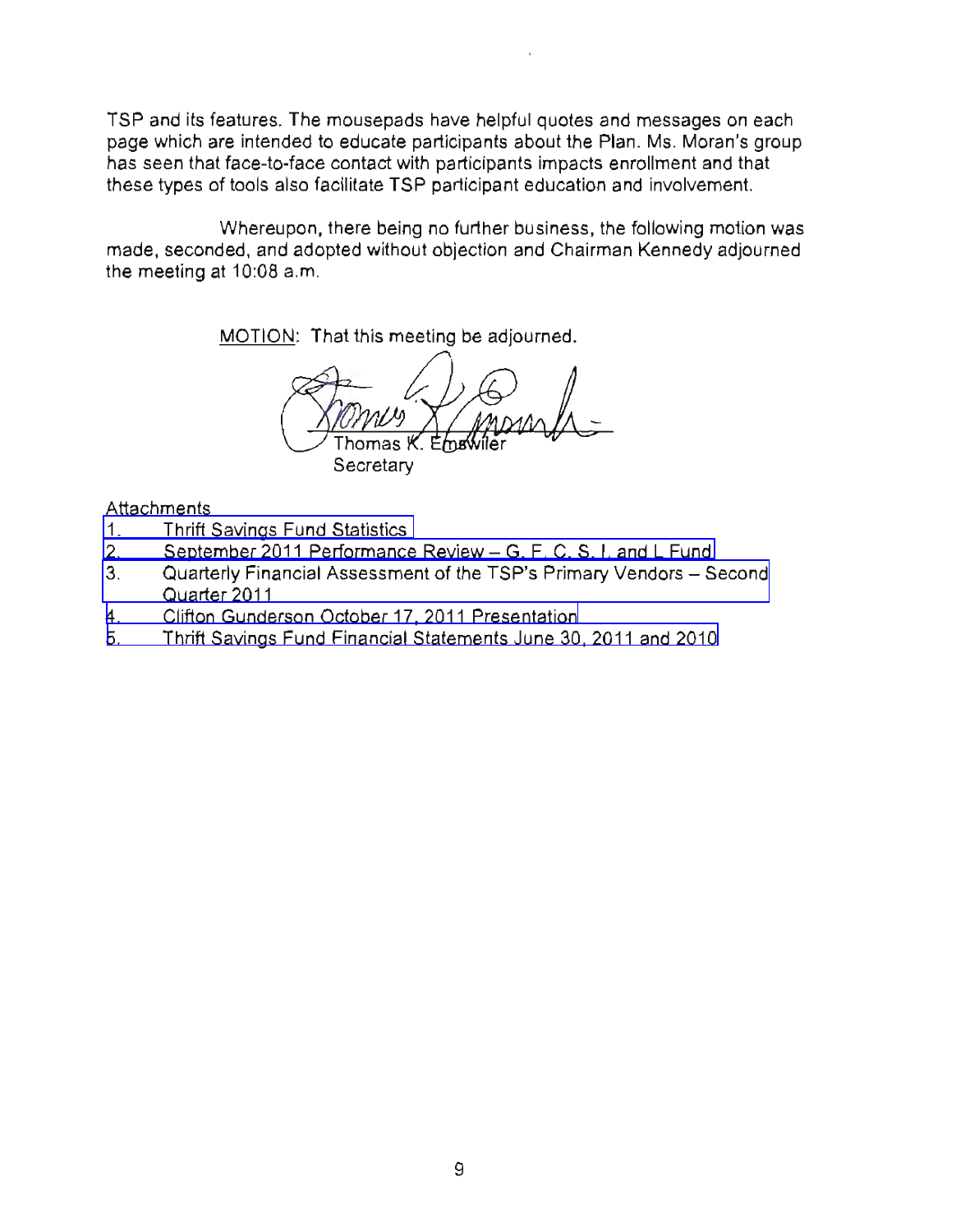TSP and its features. The mousepads have helpful quotes and messages on each page which are intended to educate participants about the Plan. Ms. Moran's group has seen that face-to-face contact with participants impacts enrollment and that these types of tools also facilitate TSP participant education and involvement.

Whereupon, there being no further business, the following motion was made, seconded, and adopted without objection and Chairman Kennedy adjourned the meeting at 10:08 a.m.

MOTION: That this meeting be adjourned.

Thomas K. Emswiler
Secretary

Attachments
1. Thrift Savings Fund Statistics
2. September 2011 Performance Review – G, F, C, S, I, and L Fund
3. Quarterly Financial Assessment of the TSP's Primary Vendors – Second Quarter 2011
4. Clifton Gunderson October 17, 2011 Presentation
5. Thrift Savings Fund Financial Statements June 30, 2011 and 2010